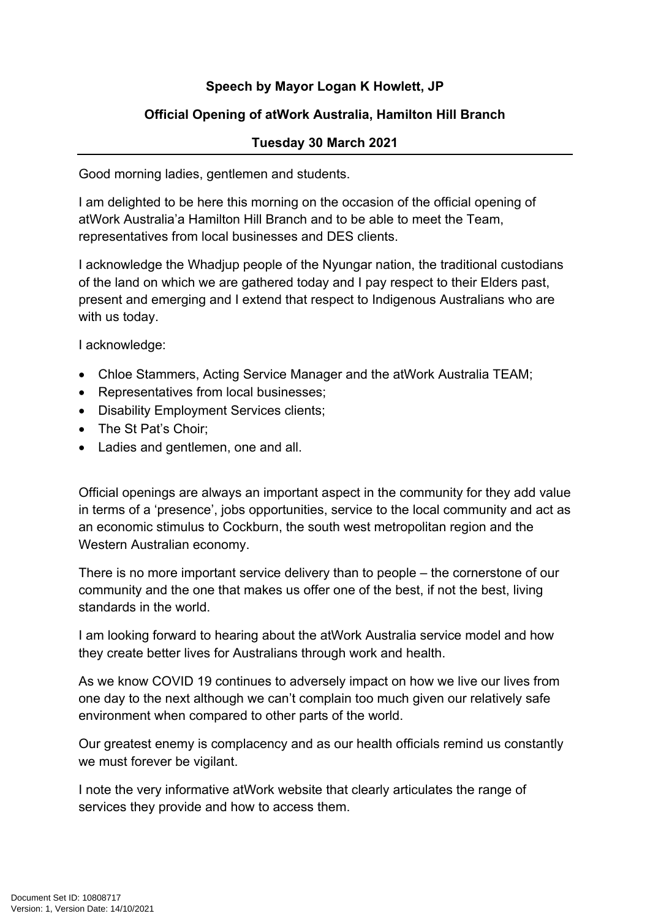**Speech by Mayor Logan K Howlett, JP**

**Official Opening of atWork Australia, Hamilton Hill Branch**

**Tuesday 30 March 2021**

---

Good morning ladies, gentlemen and students.

I am delighted to be here this morning on the occasion of the official opening of atWork Australia'a Hamilton Hill Branch and to be able to meet the Team, representatives from local businesses and DES clients.

I acknowledge the Whadjup people of the Nyungar nation, the traditional custodians of the land on which we are gathered today and I pay respect to their Elders past, present and emerging and I extend that respect to Indigenous Australians who are with us today.

I acknowledge:

- Chloe Stammers, Acting Service Manager and the atWork Australia TEAM;
- Representatives from local businesses;
- Disability Employment Services clients;
- The St Pat's Choir;
- Ladies and gentlemen, one and all.

Official openings are always an important aspect in the community for they add value in terms of a 'presence', jobs opportunities, service to the local community and act as an economic stimulus to Cockburn, the south west metropolitan region and the Western Australian economy.

There is no more important service delivery than to people – the cornerstone of our community and the one that makes us offer one of the best, if not the best, living standards in the world.

I am looking forward to hearing about the atWork Australia service model and how they create better lives for Australians through work and health.

As we know COVID 19 continues to adversely impact on how we live our lives from one day to the next although we can't complain too much given our relatively safe environment when compared to other parts of the world.

Our greatest enemy is complacency and as our health officials remind us constantly we must forever be vigilant.

I note the very informative atWork website that clearly articulates the range of services they provide and how to access them.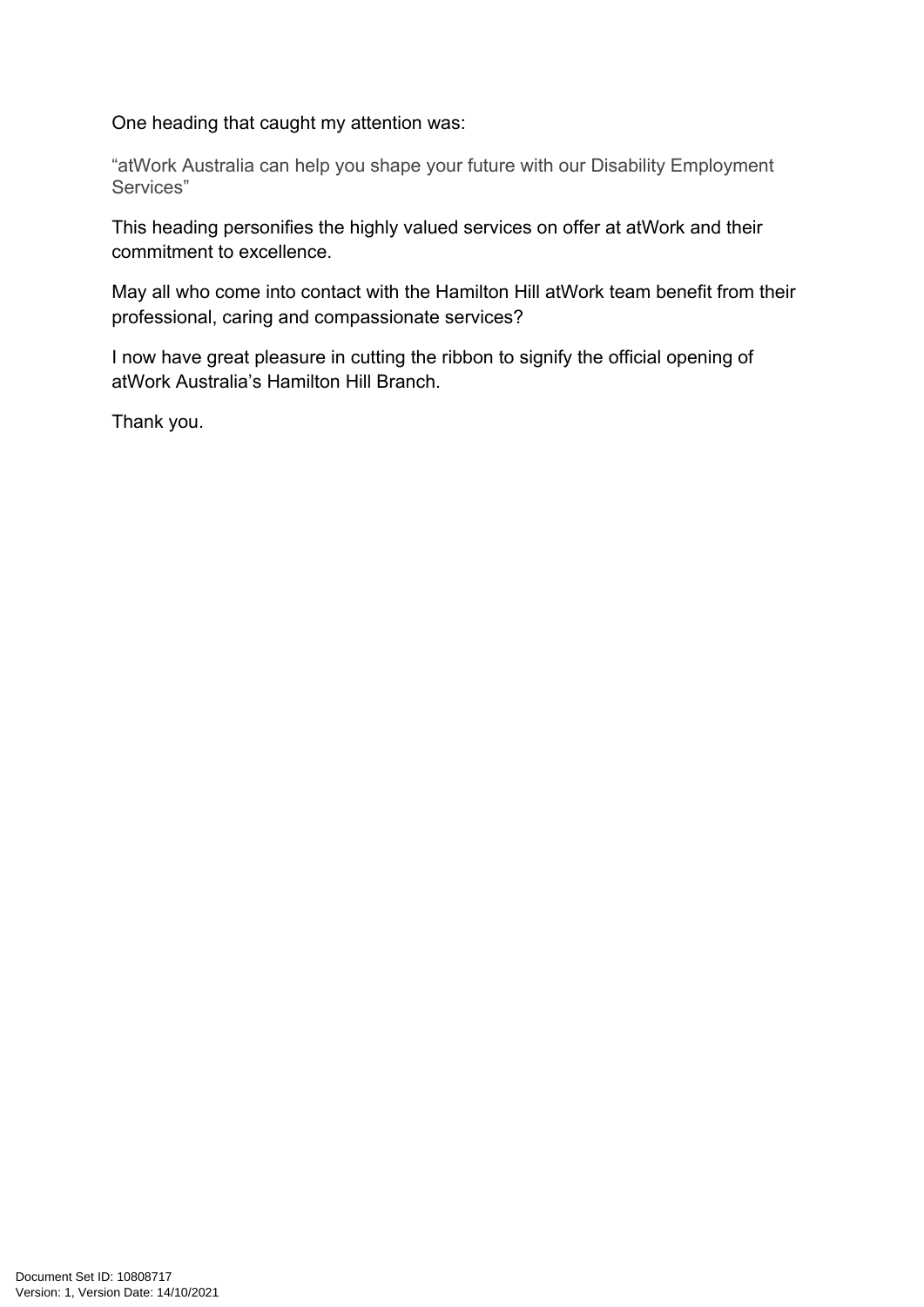One heading that caught my attention was:

“atWork Australia can help you shape your future with our Disability Employment Services”

This heading personifies the highly valued services on offer at atWork and their commitment to excellence.

May all who come into contact with the Hamilton Hill atWork team benefit from their professional, caring and compassionate services?

I now have great pleasure in cutting the ribbon to signify the official opening of atWork Australia’s Hamilton Hill Branch.

Thank you.

Document Set ID: 10808717
Version: 1, Version Date: 14/10/2021